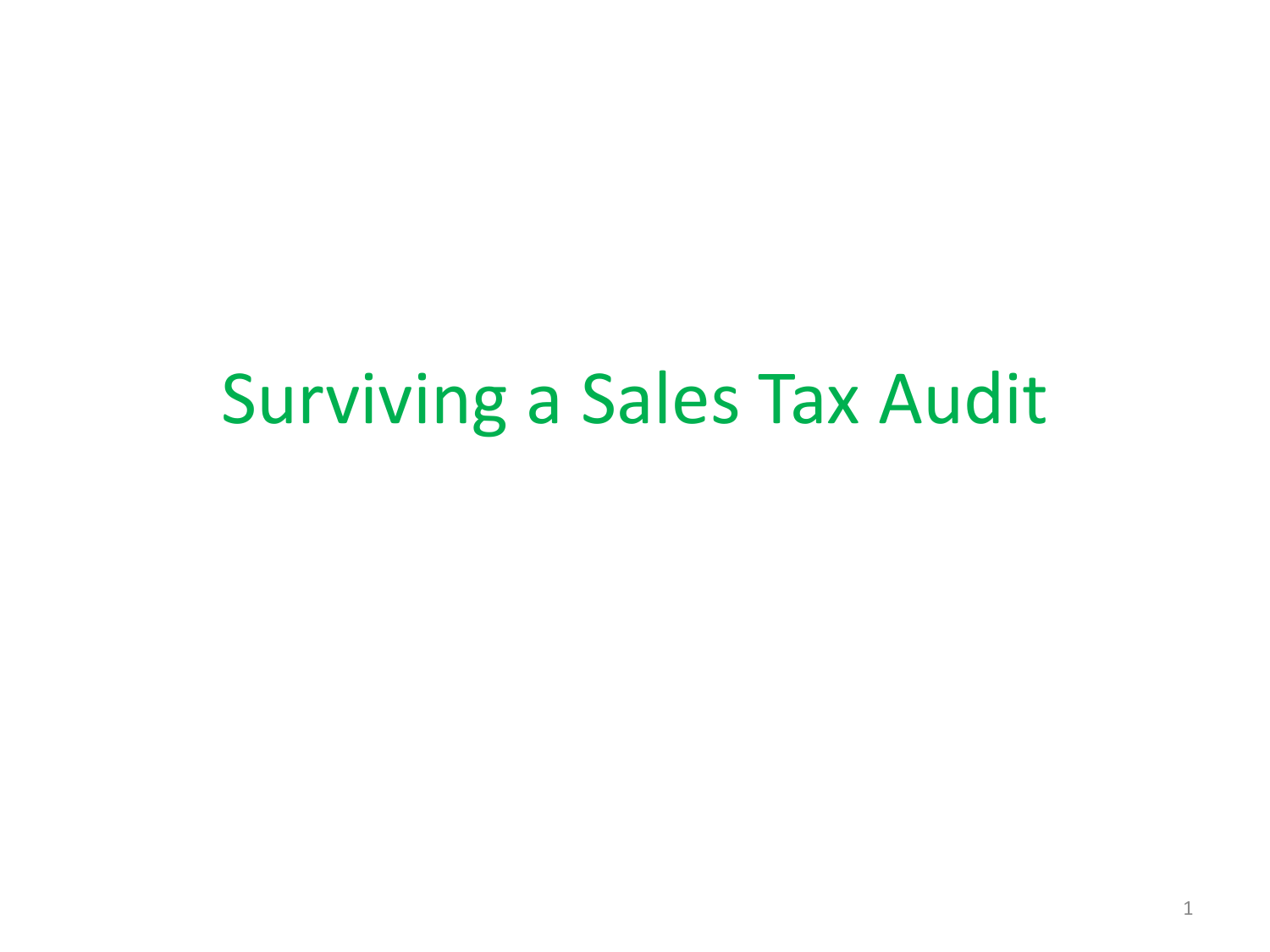# Surviving a Sales Tax Audit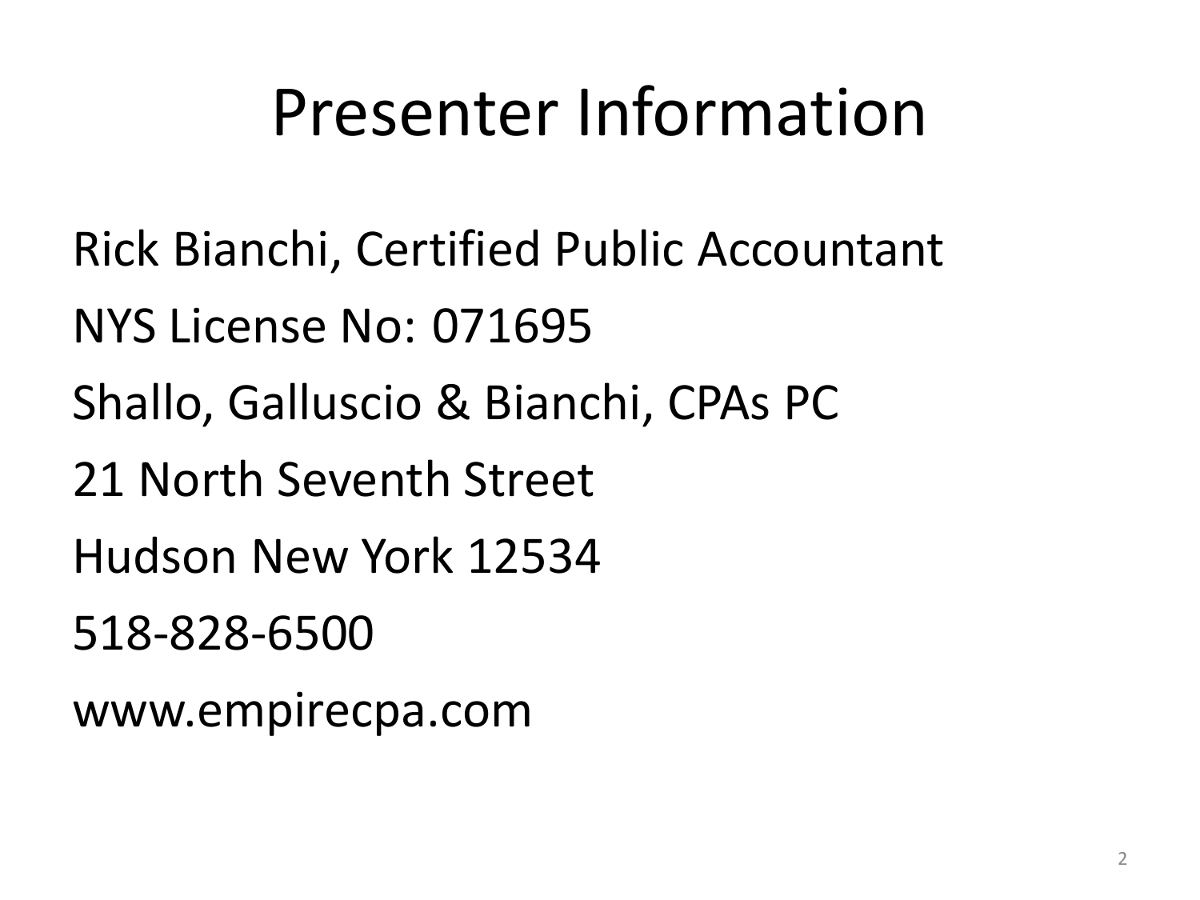# Presenter Information

Rick Bianchi, Certified Public Accountant

NYS License No: 071695

Shallo, Galluscio & Bianchi, CPAs PC

21 North Seventh Street

Hudson New York 12534

518-828-6500

www.empirecpa.com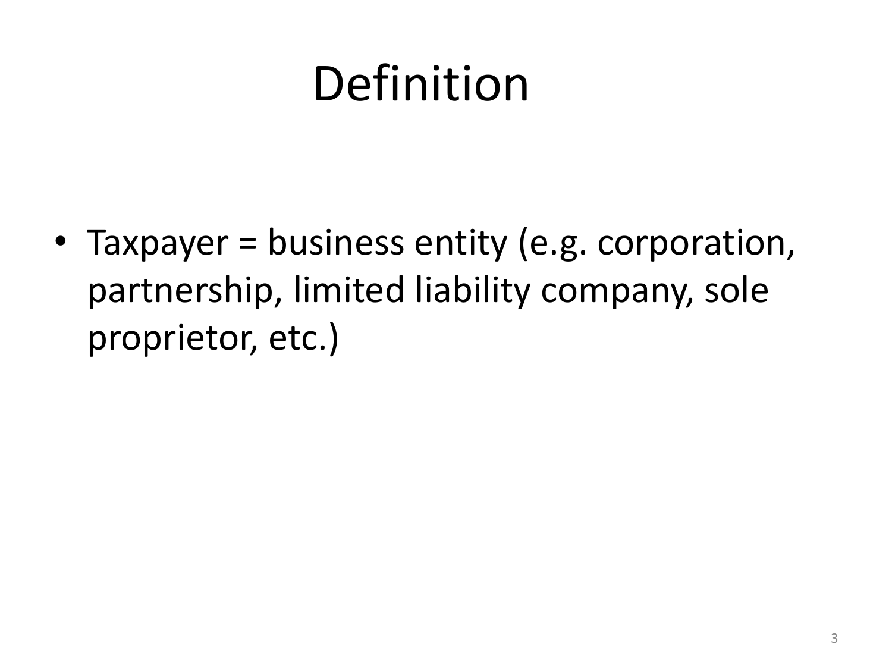# Definition

- Taxpayer = business entity (e.g. corporation, partnership, limited liability company, sole proprietor, etc.)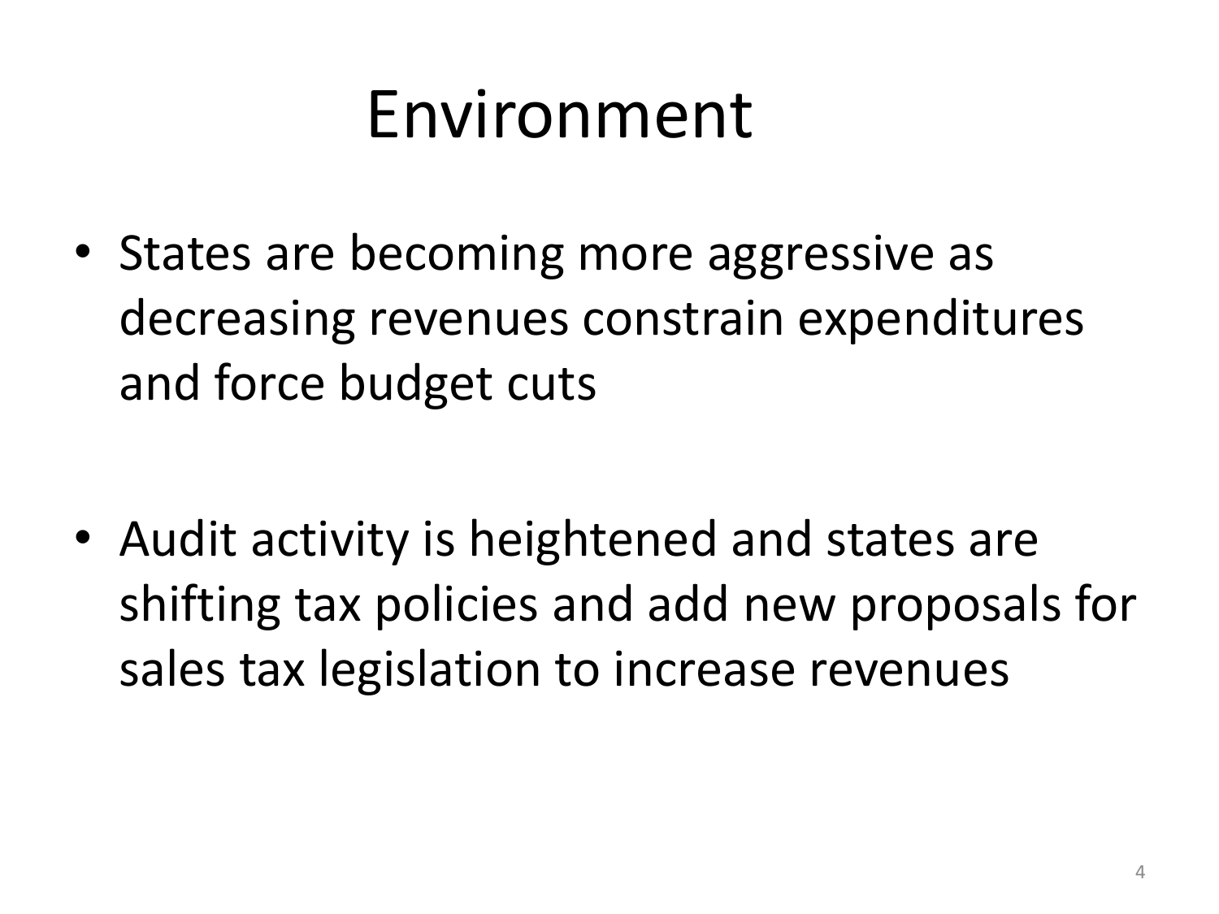# Environment

- States are becoming more aggressive as decreasing revenues constrain expenditures and force budget cuts

- Audit activity is heightened and states are shifting tax policies and add new proposals for sales tax legislation to increase revenues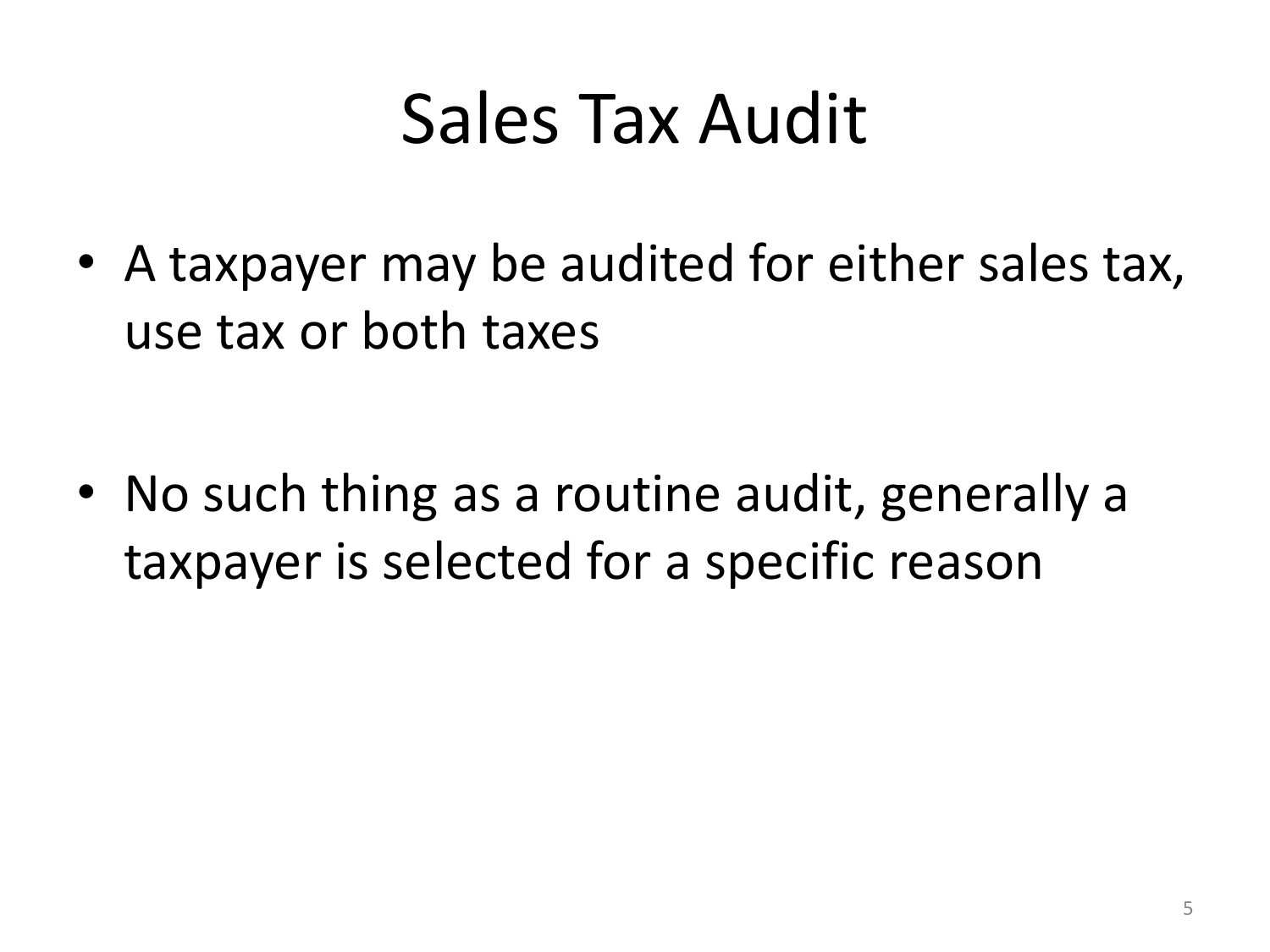# Sales Tax Audit

- A taxpayer may be audited for either sales tax, use tax or both taxes

- No such thing as a routine audit, generally a taxpayer is selected for a specific reason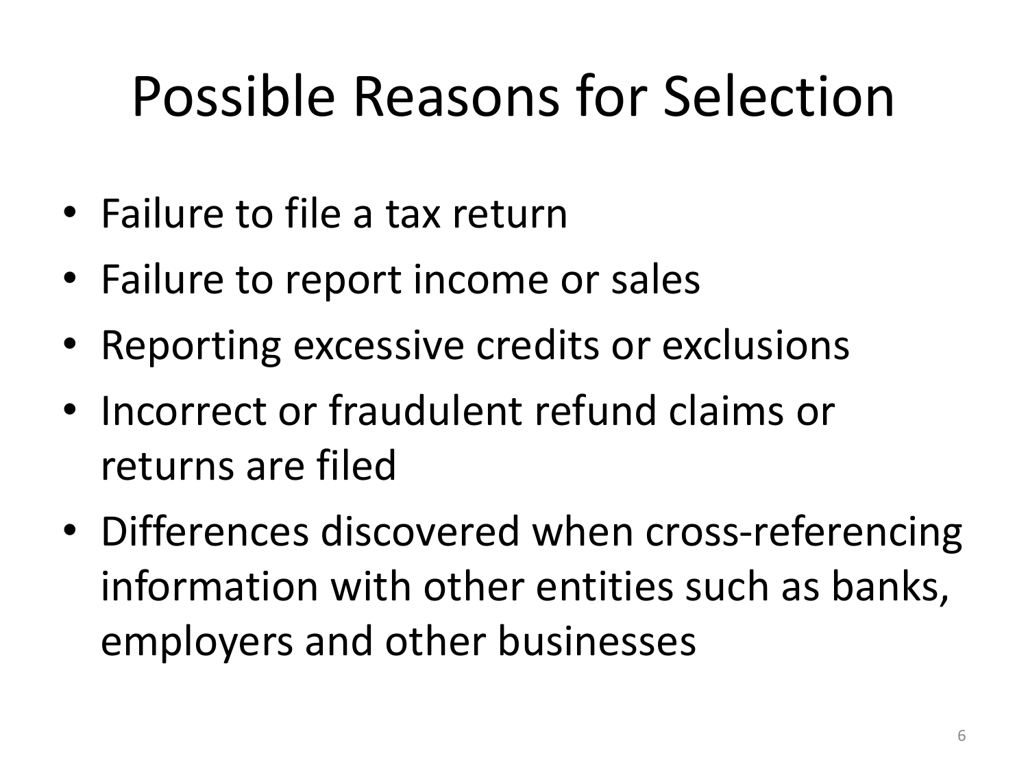# Possible Reasons for Selection

- Failure to file a tax return
- Failure to report income or sales
- Reporting excessive credits or exclusions
- Incorrect or fraudulent refund claims or returns are filed
- Differences discovered when cross-referencing information with other entities such as banks, employers and other businesses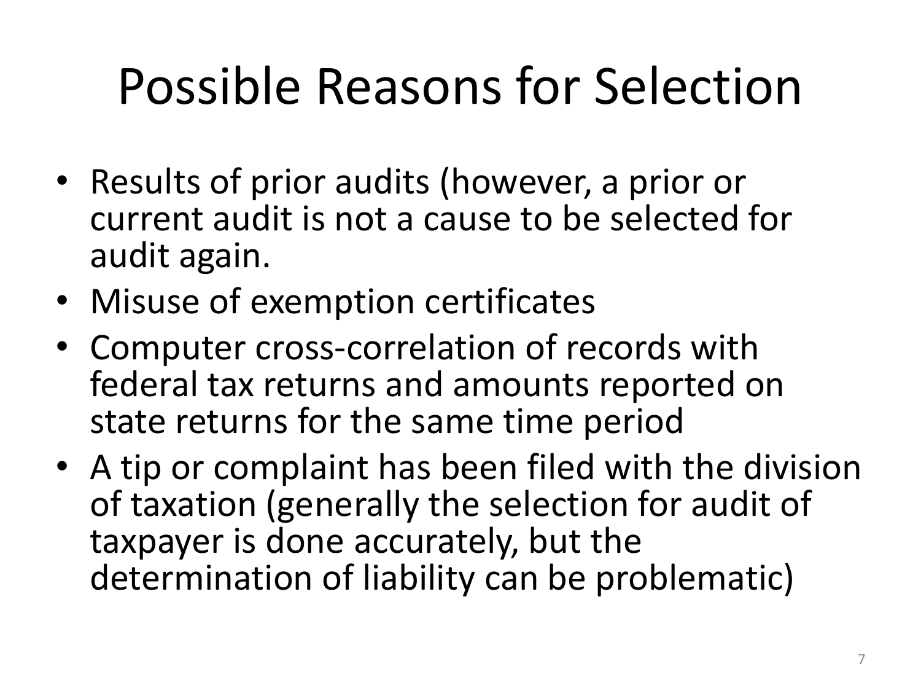# Possible Reasons for Selection

- Results of prior audits (however, a prior or current audit is not a cause to be selected for audit again.
- Misuse of exemption certificates
- Computer cross-correlation of records with federal tax returns and amounts reported on state returns for the same time period
- A tip or complaint has been filed with the division of taxation (generally the selection for audit of taxpayer is done accurately, but the determination of liability can be problematic)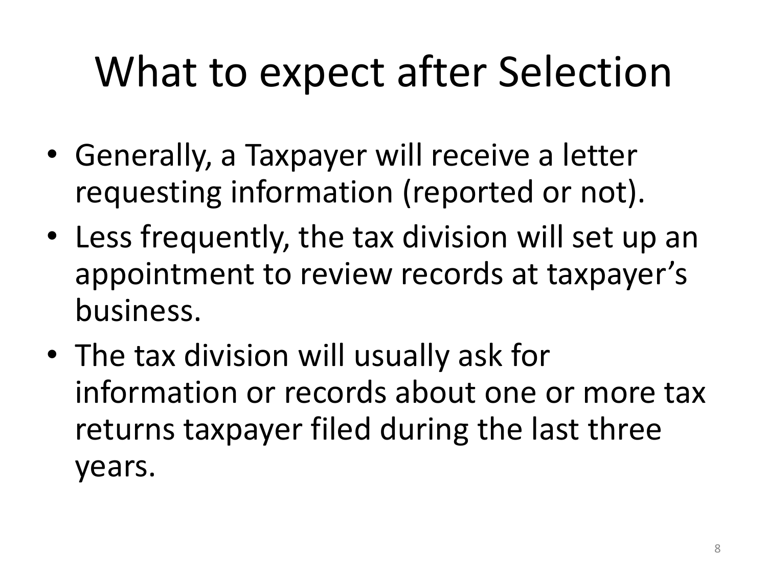# What to expect after Selection

- Generally, a Taxpayer will receive a letter requesting information (reported or not).
- Less frequently, the tax division will set up an appointment to review records at taxpayer's business.
- The tax division will usually ask for information or records about one or more tax returns taxpayer filed during the last three years.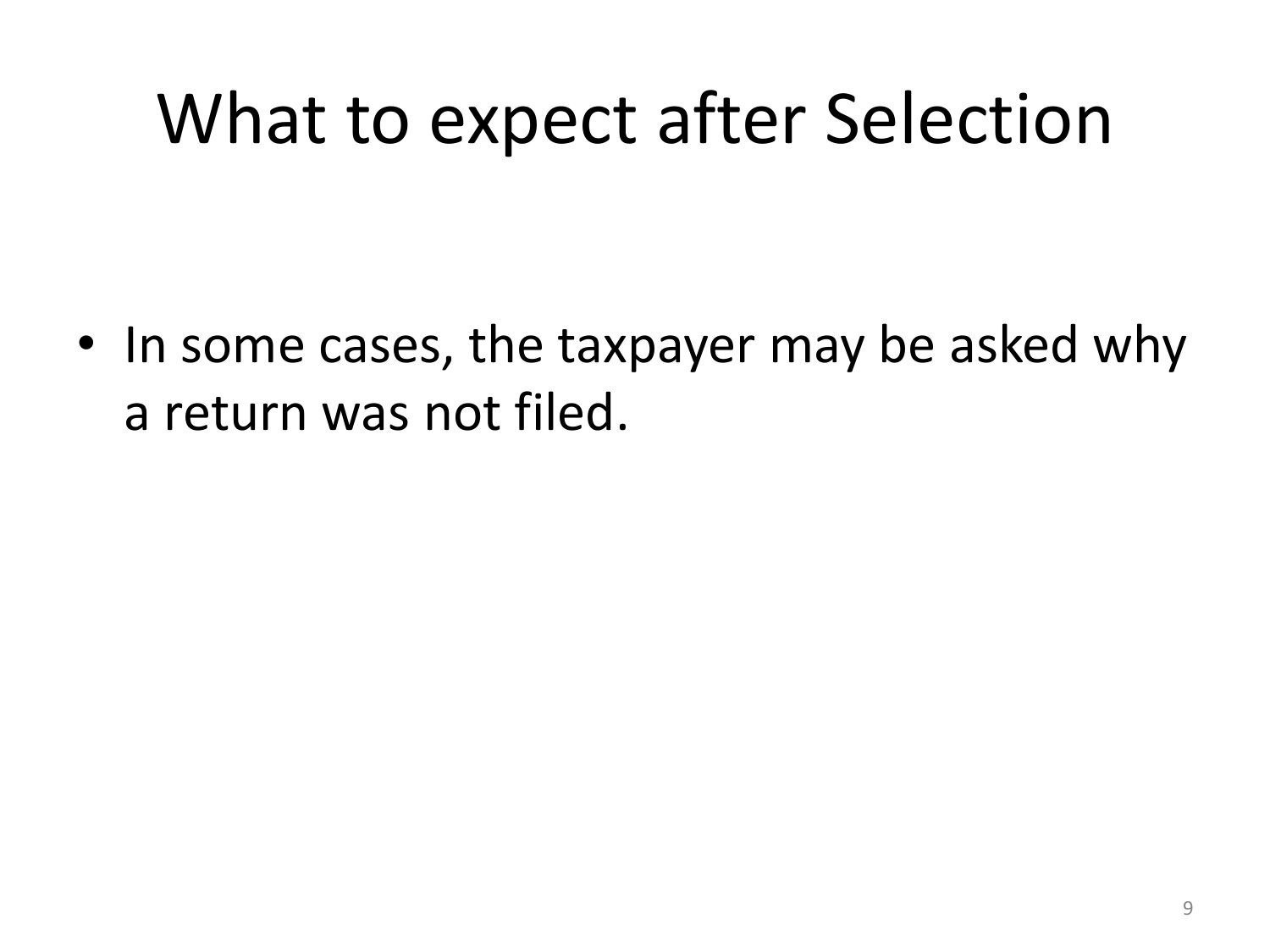# What to expect after Selection

- In some cases, the taxpayer may be asked why a return was not filed.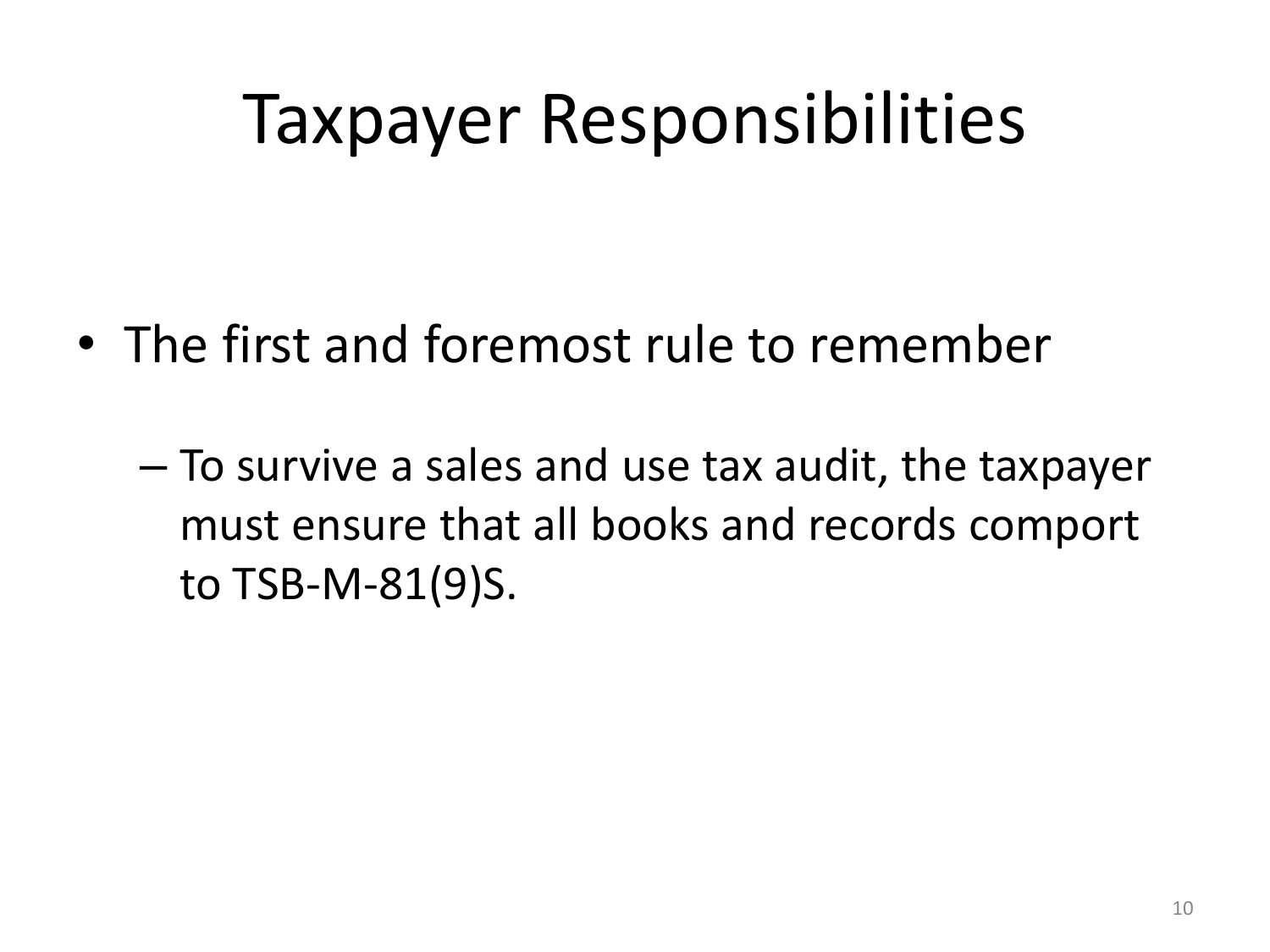# Taxpayer Responsibilities

- The first and foremost rule to remember
  - To survive a sales and use tax audit, the taxpayer must ensure that all books and records comport to TSB-M-81(9)S.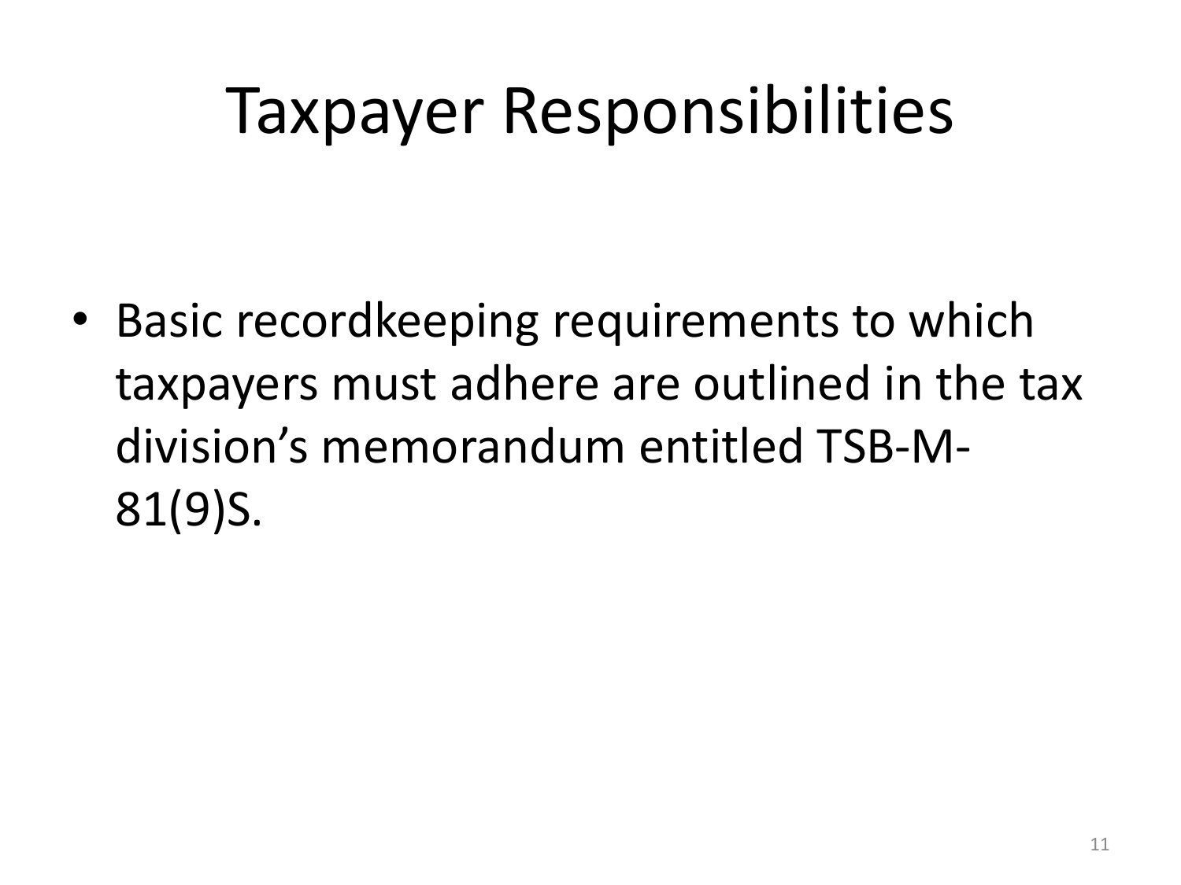# Taxpayer Responsibilities

- Basic recordkeeping requirements to which taxpayers must adhere are outlined in the tax division's memorandum entitled TSB-M-81(9)S.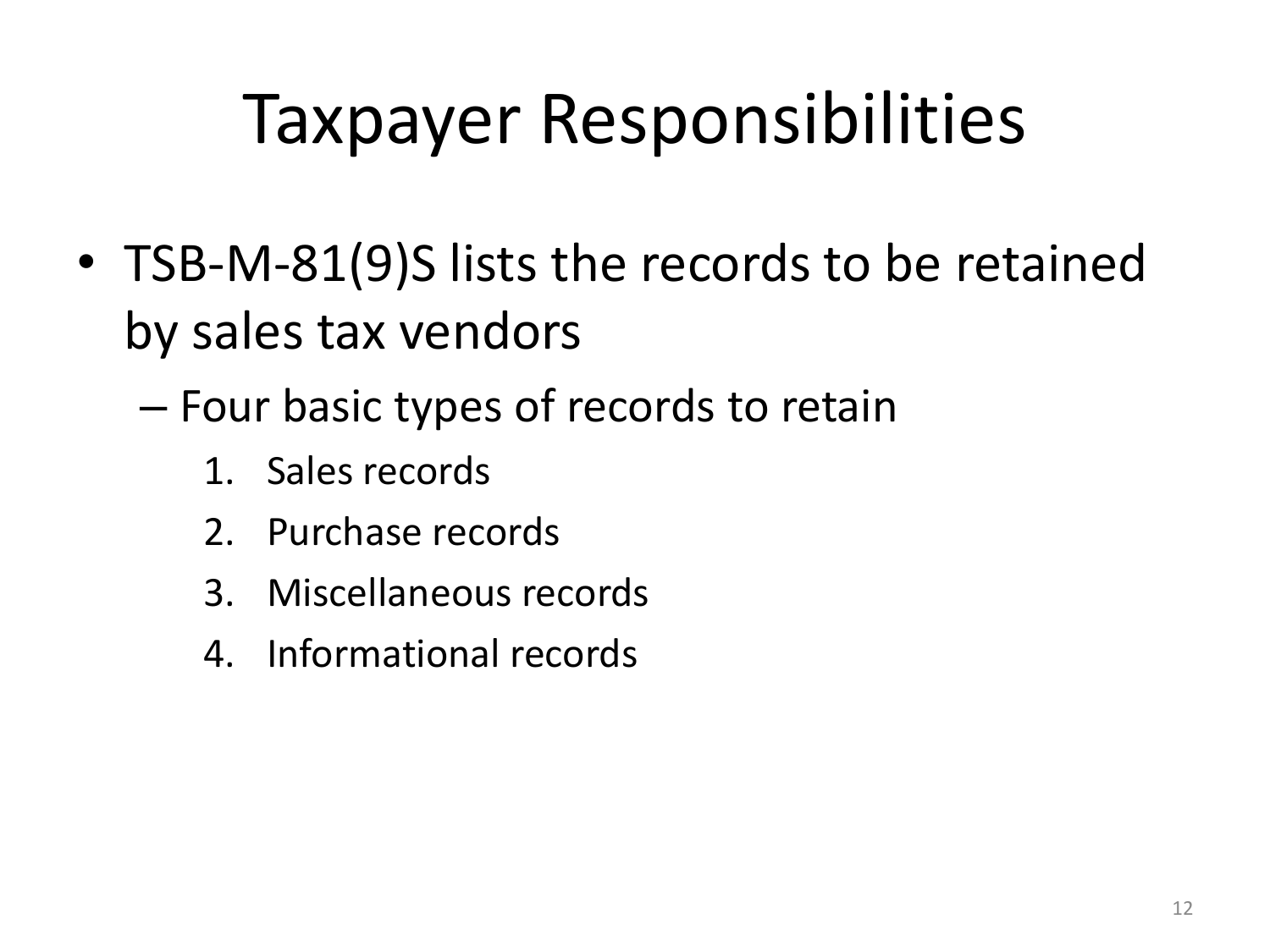# Taxpayer Responsibilities

- TSB-M-81(9)S lists the records to be retained by sales tax vendors
  - Four basic types of records to retain
    1. Sales records
    2. Purchase records
    3. Miscellaneous records
    4. Informational records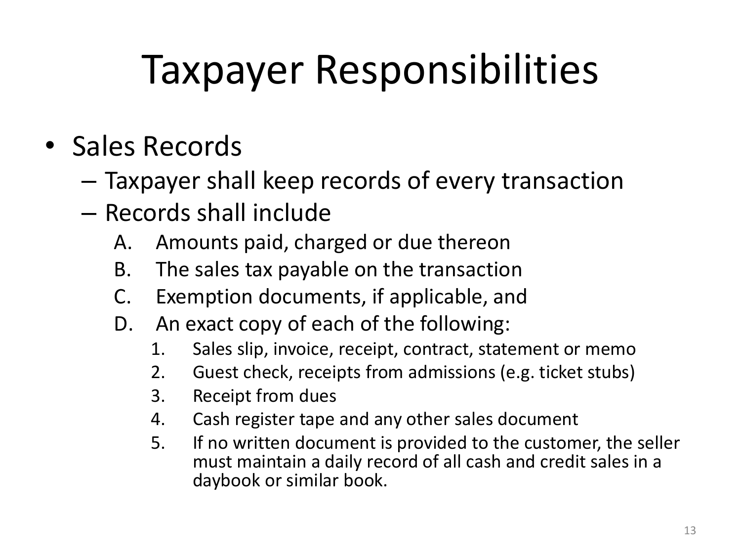# Taxpayer Responsibilities

- Sales Records
  - Taxpayer shall keep records of every transaction
  - Records shall include
    - A. Amounts paid, charged or due thereon
    - B. The sales tax payable on the transaction
    - C. Exemption documents, if applicable, and
    - D. An exact copy of each of the following:
      1. Sales slip, invoice, receipt, contract, statement or memo
      2. Guest check, receipts from admissions (e.g. ticket stubs)
      3. Receipt from dues
      4. Cash register tape and any other sales document
      5. If no written document is provided to the customer, the seller must maintain a daily record of all cash and credit sales in a daybook or similar book.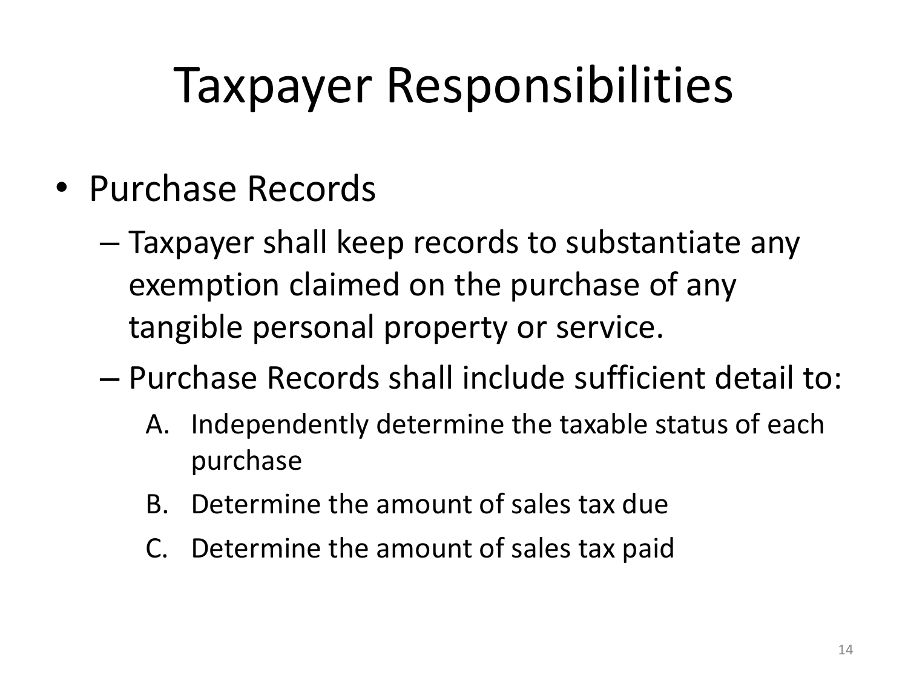# Taxpayer Responsibilities

- Purchase Records
  - Taxpayer shall keep records to substantiate any exemption claimed on the purchase of any tangible personal property or service.
  - Purchase Records shall include sufficient detail to:
    A. Independently determine the taxable status of each purchase
    B. Determine the amount of sales tax due
    C. Determine the amount of sales tax paid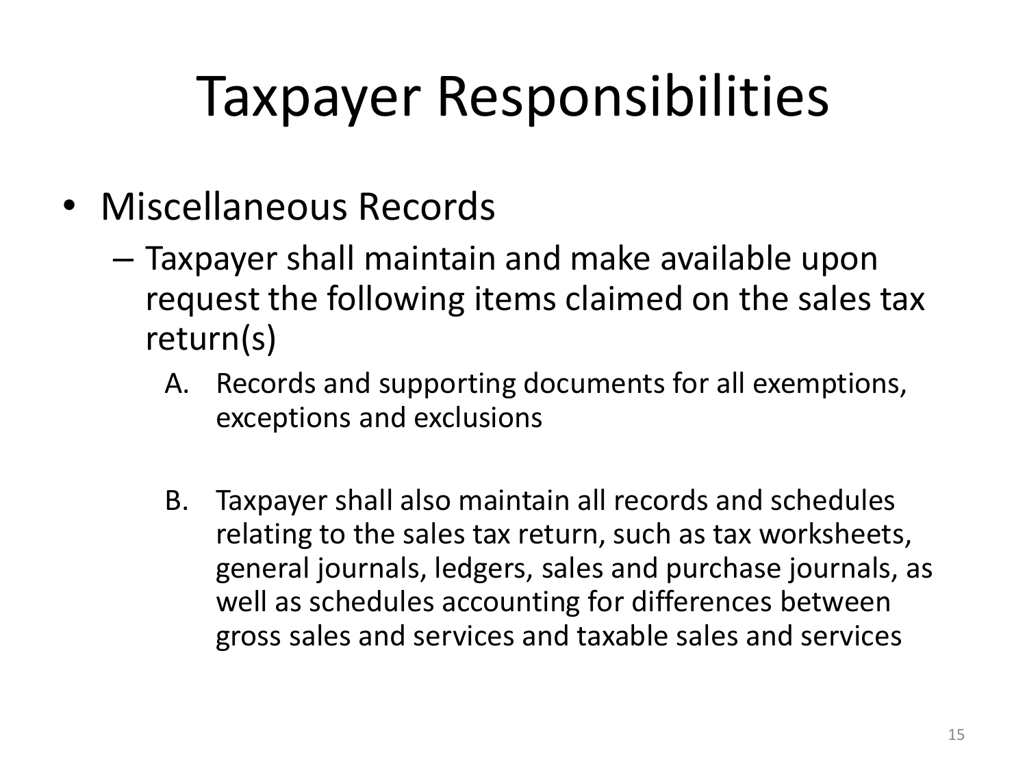# Taxpayer Responsibilities

- Miscellaneous Records
  - Taxpayer shall maintain and make available upon request the following items claimed on the sales tax return(s)
    1. Records and supporting documents for all exemptions, exceptions and exclusions
    2. Taxpayer shall also maintain all records and schedules relating to the sales tax return, such as tax worksheets, general journals, ledgers, sales and purchase journals, as well as schedules accounting for differences between gross sales and services and taxable sales and services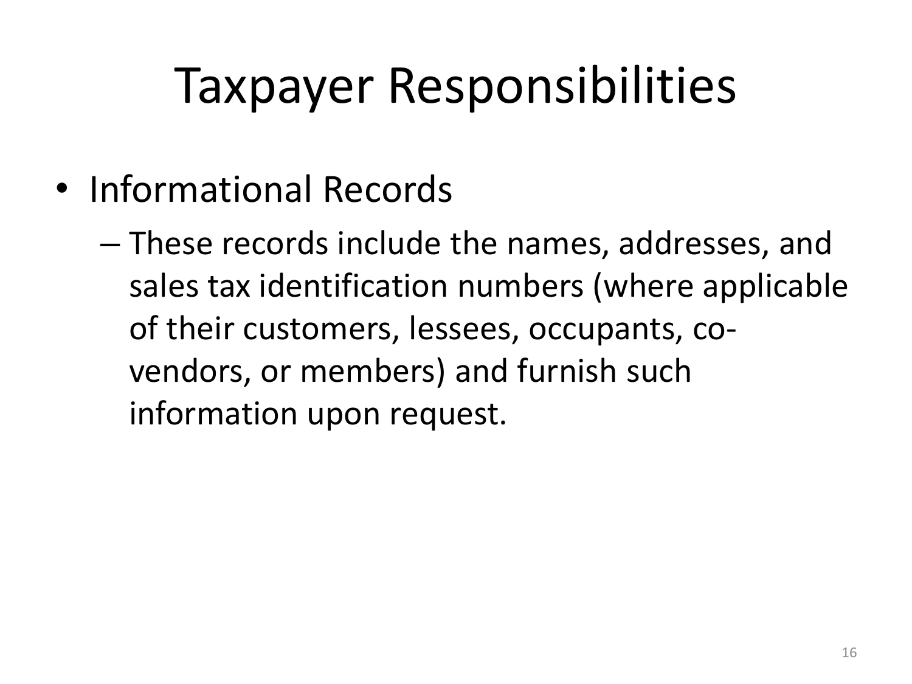# Taxpayer Responsibilities

- Informational Records
  - These records include the names, addresses, and sales tax identification numbers (where applicable of their customers, lessees, occupants, co-vendors, or members) and furnish such information upon request.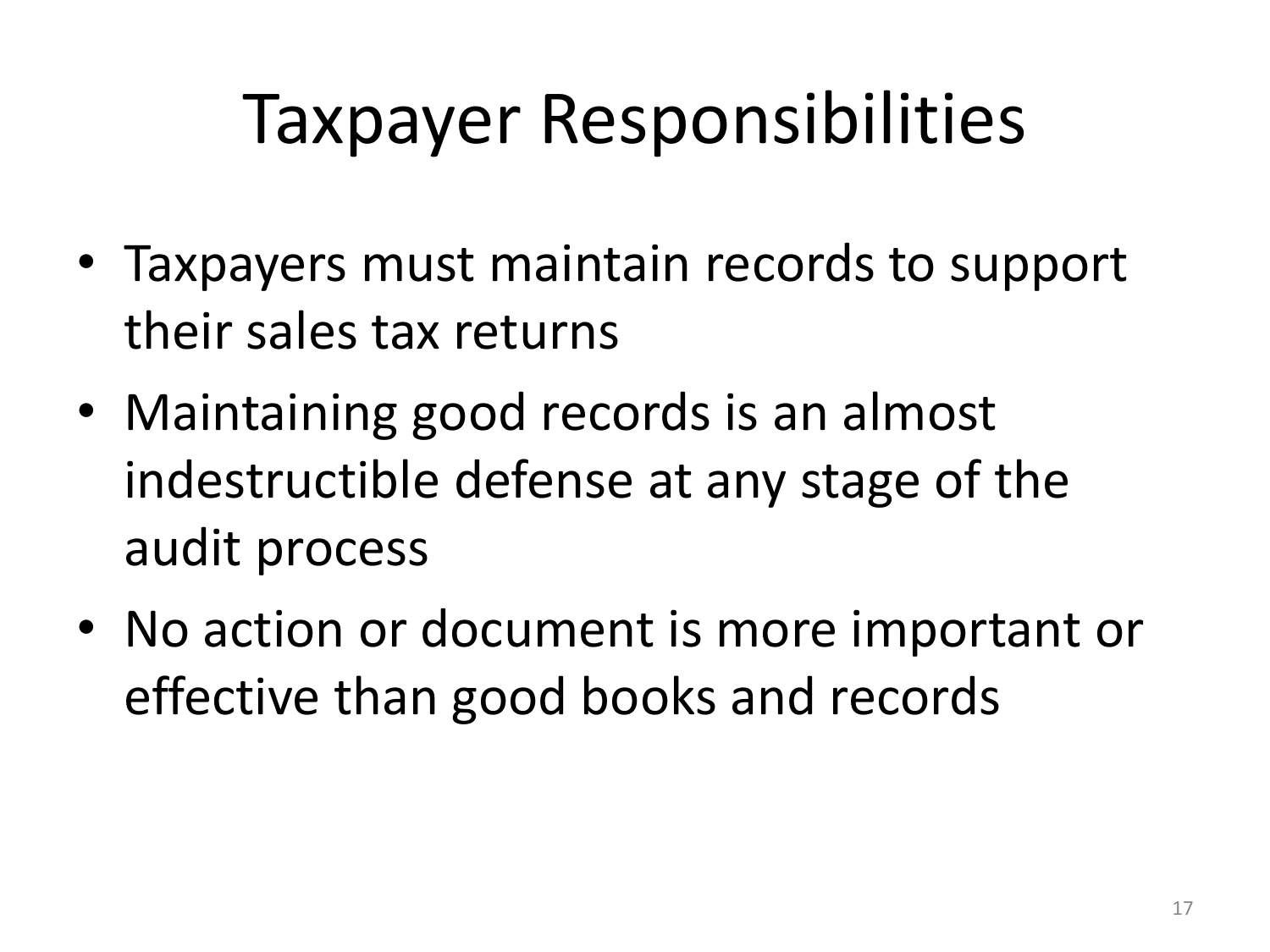# Taxpayer Responsibilities

- Taxpayers must maintain records to support their sales tax returns
- Maintaining good records is an almost indestructible defense at any stage of the audit process
- No action or document is more important or effective than good books and records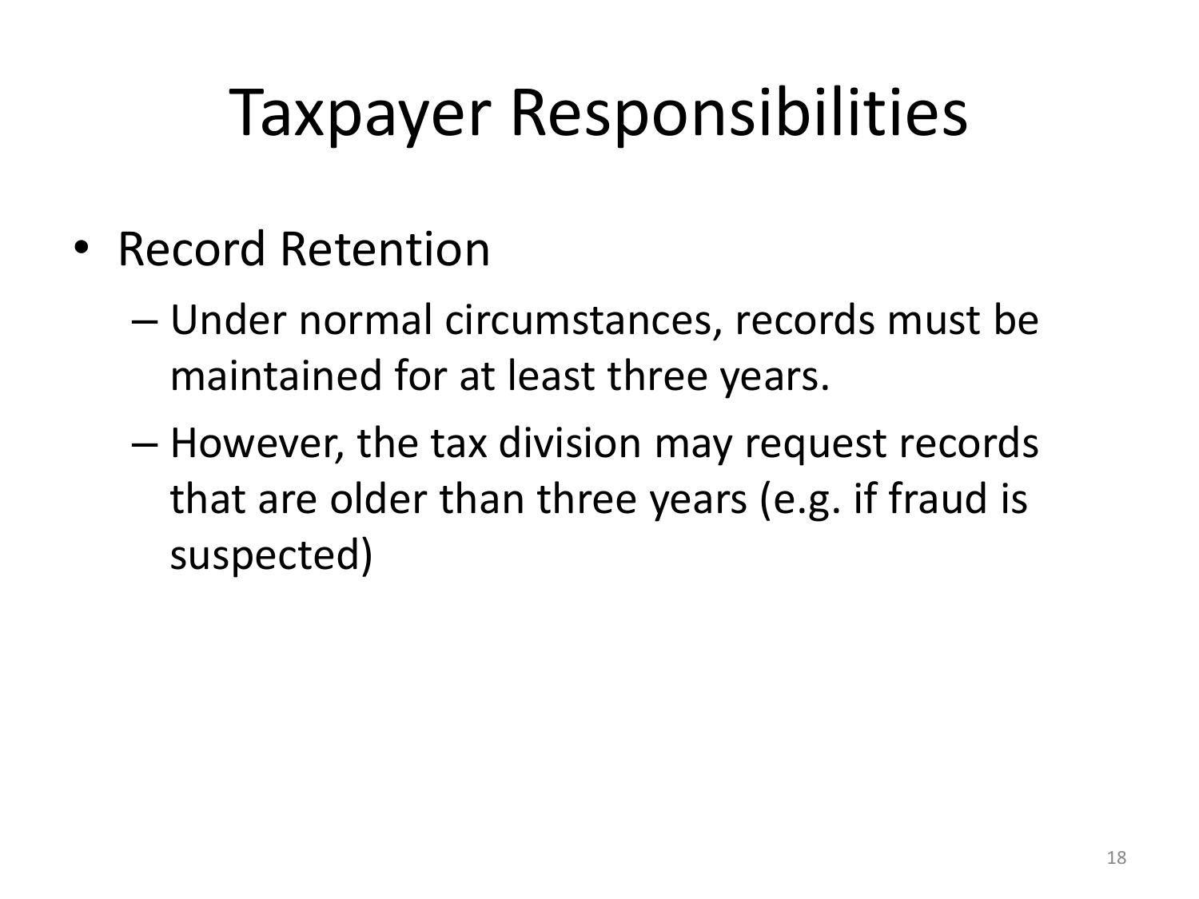# Taxpayer Responsibilities

- Record Retention
  - Under normal circumstances, records must be maintained for at least three years.
  - However, the tax division may request records that are older than three years (e.g. if fraud is suspected)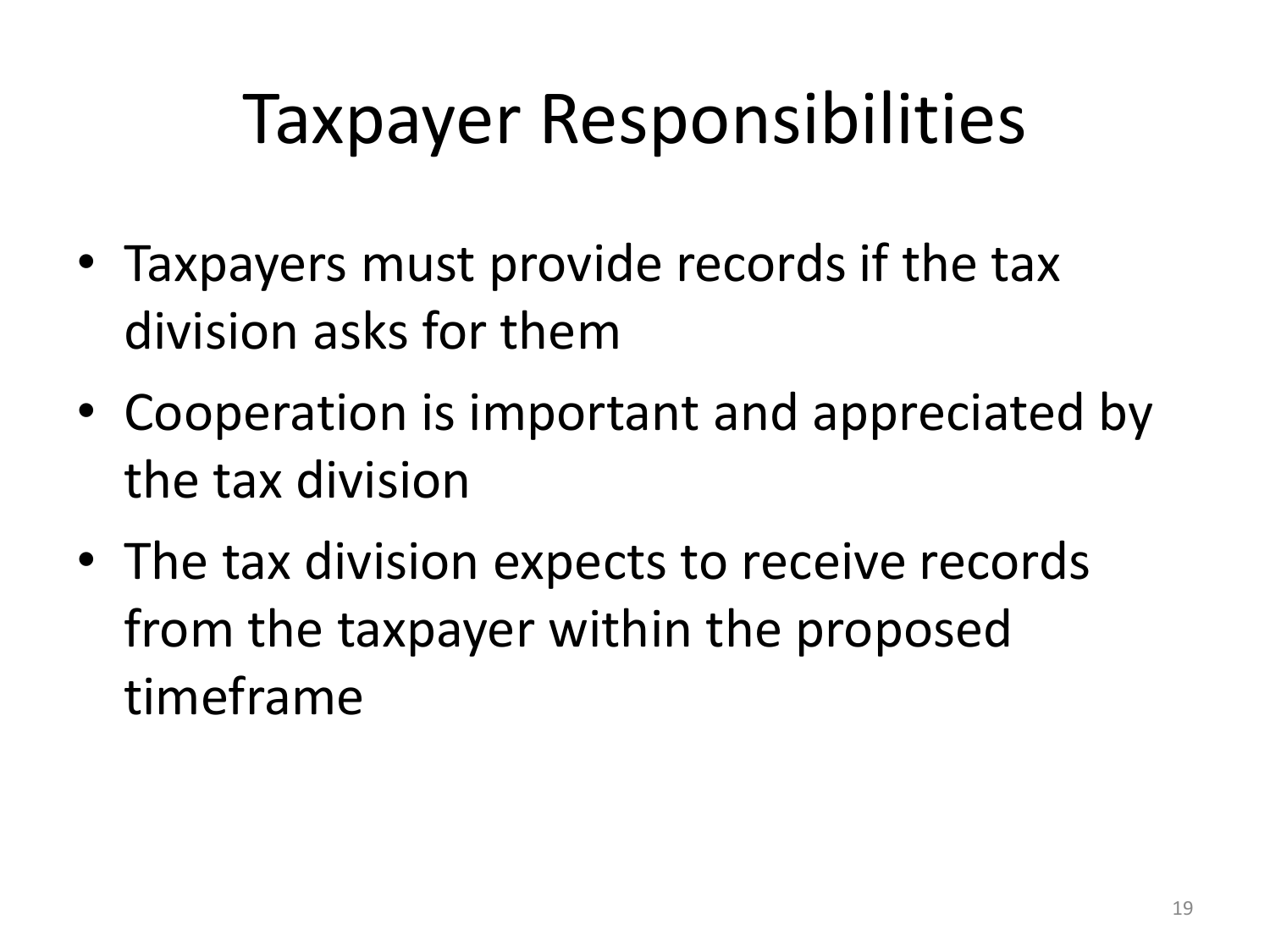# Taxpayer Responsibilities

- Taxpayers must provide records if the tax division asks for them
- Cooperation is important and appreciated by the tax division
- The tax division expects to receive records from the taxpayer within the proposed timeframe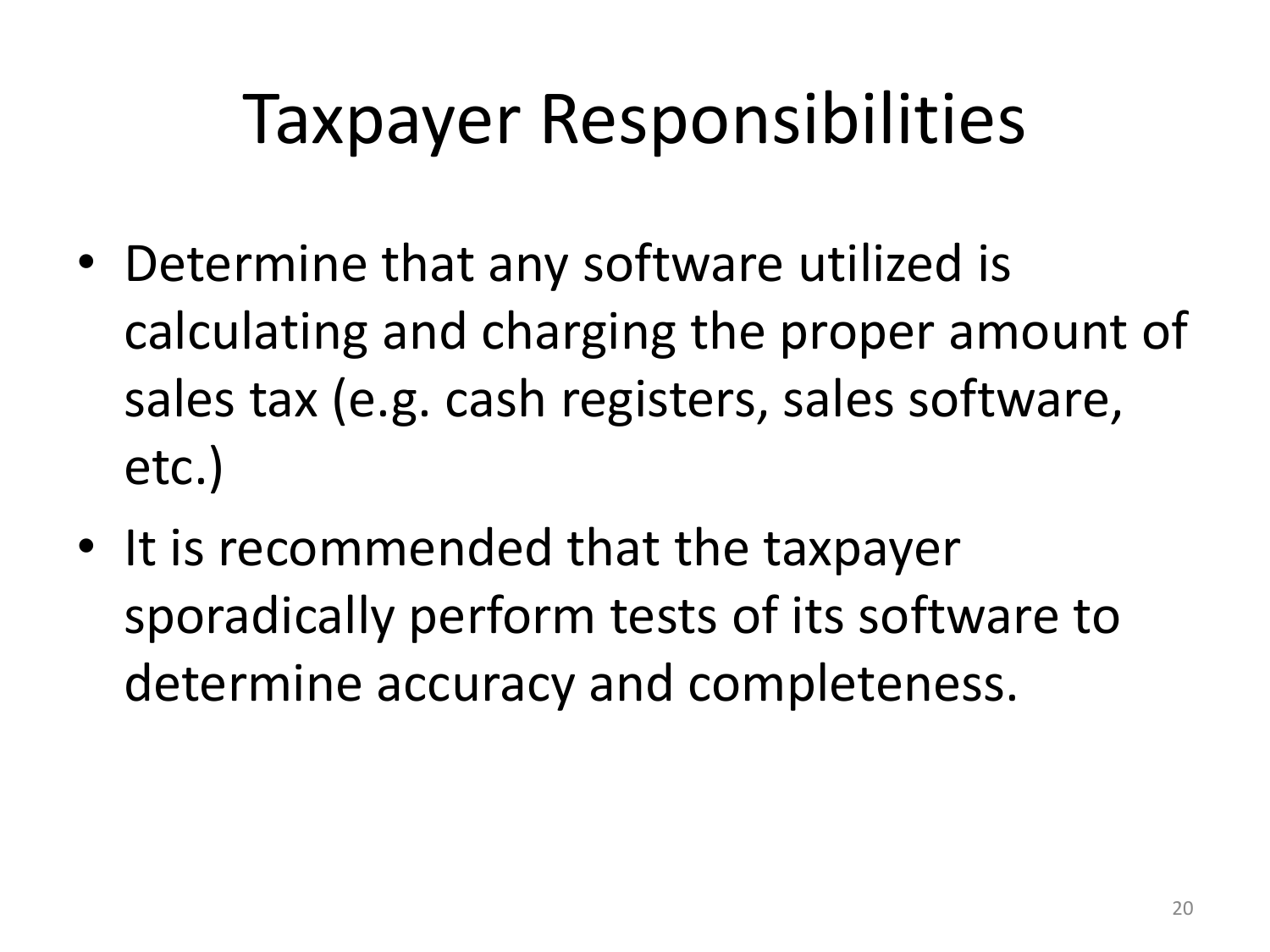# Taxpayer Responsibilities

- Determine that any software utilized is calculating and charging the proper amount of sales tax (e.g. cash registers, sales software, etc.)
- It is recommended that the taxpayer sporadically perform tests of its software to determine accuracy and completeness.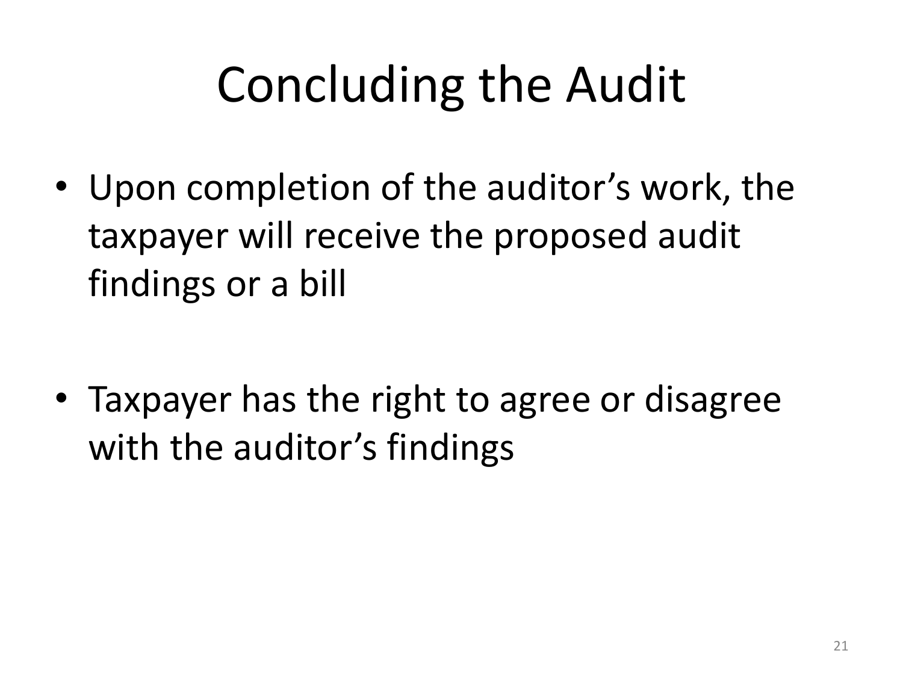# Concluding the Audit

- Upon completion of the auditor’s work, the taxpayer will receive the proposed audit findings or a bill

- Taxpayer has the right to agree or disagree with the auditor’s findings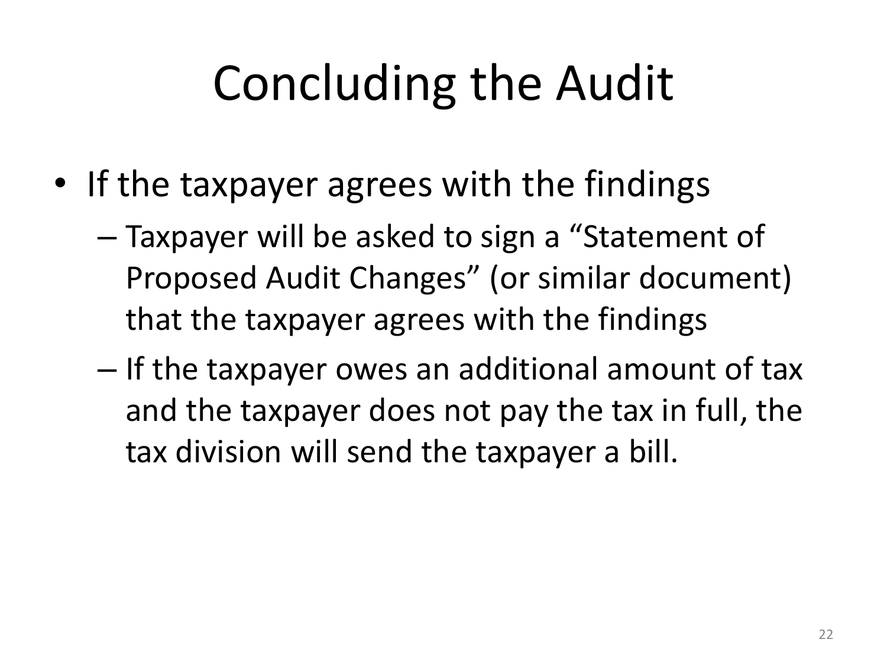# Concluding the Audit

- If the taxpayer agrees with the findings
  - Taxpayer will be asked to sign a "Statement of Proposed Audit Changes" (or similar document) that the taxpayer agrees with the findings
  - If the taxpayer owes an additional amount of tax and the taxpayer does not pay the tax in full, the tax division will send the taxpayer a bill.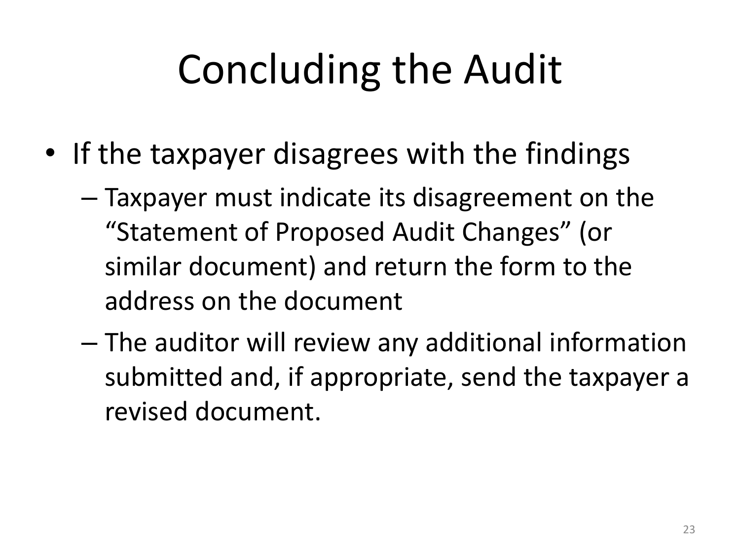# Concluding the Audit

- If the taxpayer disagrees with the findings
  - Taxpayer must indicate its disagreement on the "Statement of Proposed Audit Changes" (or similar document) and return the form to the address on the document
  - The auditor will review any additional information submitted and, if appropriate, send the taxpayer a revised document.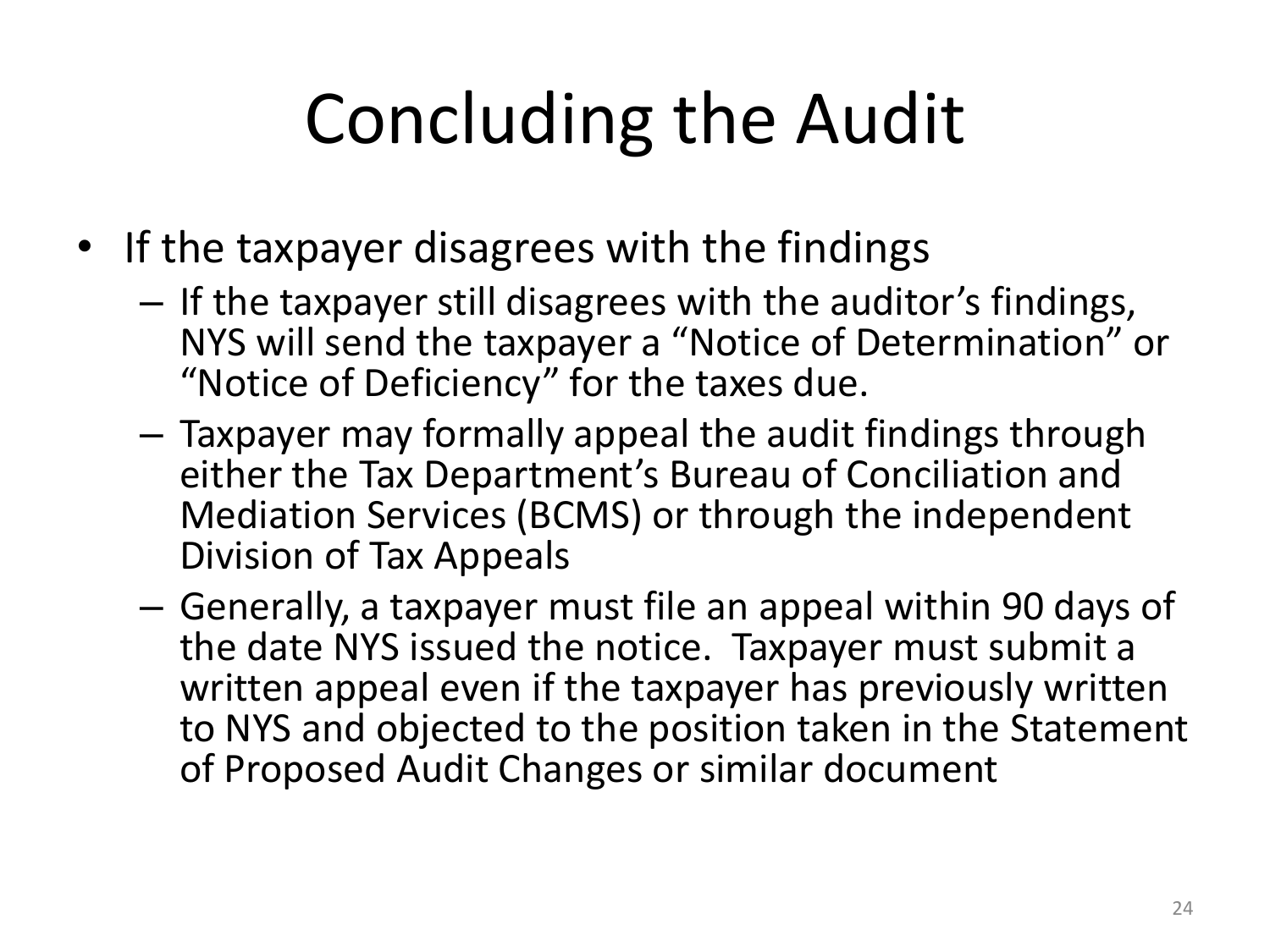# Concluding the Audit

- If the taxpayer disagrees with the findings
  - If the taxpayer still disagrees with the auditor's findings, NYS will send the taxpayer a "Notice of Determination" or "Notice of Deficiency" for the taxes due.
  - Taxpayer may formally appeal the audit findings through either the Tax Department's Bureau of Conciliation and Mediation Services (BCMS) or through the independent Division of Tax Appeals
  - Generally, a taxpayer must file an appeal within 90 days of the date NYS issued the notice. Taxpayer must submit a written appeal even if the taxpayer has previously written to NYS and objected to the position taken in the Statement of Proposed Audit Changes or similar document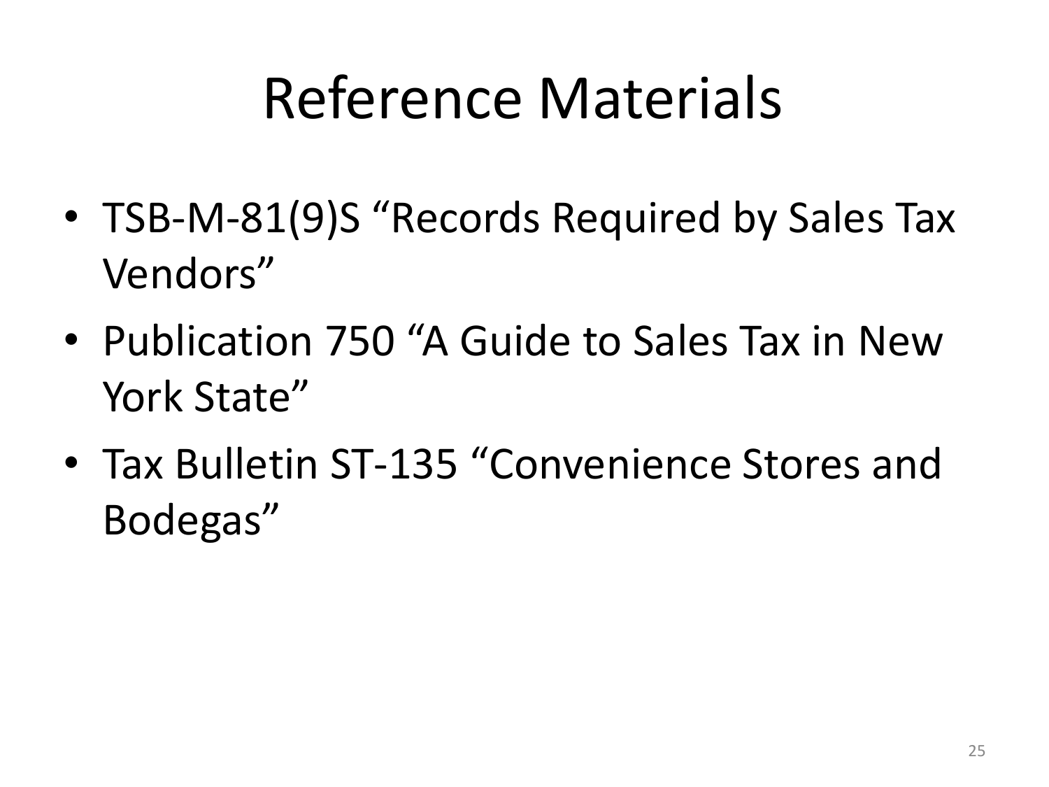# Reference Materials

- TSB-M-81(9)S “Records Required by Sales Tax Vendors”
- Publication 750 “A Guide to Sales Tax in New York State”
- Tax Bulletin ST-135 “Convenience Stores and Bodegas”